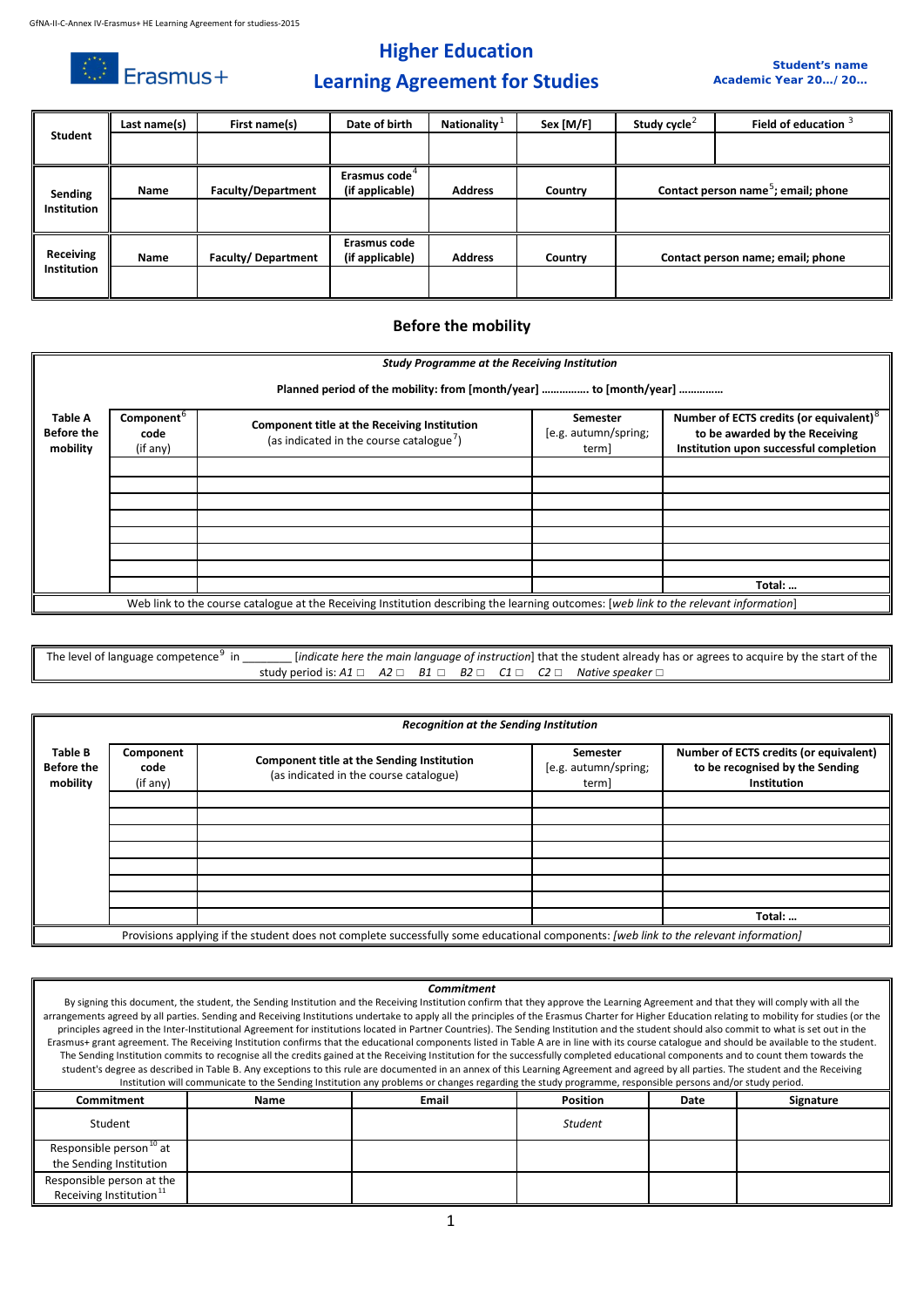# Higher Education
# Learning Agreement for Studies

**Student's name**
**Academic Year 20…/ 20…**

| Student | Last name(s) | First name(s) | Date of birth | Nationality[1] | Sex [M/F] | Study cycle[2] | Field of education [3] |
|---|---|---|---|---|---|---|---|
| | | | | | | | |

| Sending Institution | Name | Faculty/Department | Erasmus code[4] (if applicable) | Address | Country | Contact person name[5]; email; phone |
|---|---|---|---|---|---|---|
| | | | | | | |

| Receiving Institution | Name | Faculty/ Department | Erasmus code (if applicable) | Address | Country | Contact person name; email; phone |
|---|---|---|---|---|---|---|
| | | | | | | |

## Before the mobility

***Study Programme at the Receiving Institution***

**Planned period of the mobility: from [month/year] ……………. to [month/year] ……………**

| Table A Before the mobility | Component[6] code (if any) | Component title at the Receiving Institution (as indicated in the course catalogue[7]) | Semester [e.g. autumn/spring; term] | Number of ECTS credits (or equivalent)[8] to be awarded by the Receiving Institution upon successful completion |
|---|---|---|---|---|
| | | | | |
| | | | | |
| | | | | |
| | | | | |
| | | | | |
| | | | | |
| | | | | |
| | | | | **Total: …** |

Web link to the course catalogue at the Receiving Institution describing the learning outcomes: [*web link to the relevant information*]

The level of language competence[9] in ________ [*indicate here the main language of instruction*] that the student already has or agrees to acquire by the start of the study period is: *A1* □ *A2* □ *B1* □ *B2* □ *C1* □ *C2* □ *Native speaker* □

***Recognition at the Sending Institution***

| Table B Before the mobility | Component code (if any) | Component title at the Sending Institution (as indicated in the course catalogue) | Semester [e.g. autumn/spring; term] | Number of ECTS credits (or equivalent) to be recognised by the Sending Institution |
|---|---|---|---|---|
| | | | | |
| | | | | |
| | | | | |
| | | | | |
| | | | | |
| | | | | |
| | | | | |
| | | | | **Total: …** |

Provisions applying if the student does not complete successfully some educational components: *[web link to the relevant information]*

***Commitment***

By signing this document, the student, the Sending Institution and the Receiving Institution confirm that they approve the Learning Agreement and that they will comply with all the arrangements agreed by all parties. Sending and Receiving Institutions undertake to apply all the principles of the Erasmus Charter for Higher Education relating to mobility for studies (or the principles agreed in the Inter-Institutional Agreement for institutions located in Partner Countries). The Sending Institution and the student should also commit to what is set out in the Erasmus+ grant agreement. The Receiving Institution confirms that the educational components listed in Table A are in line with its course catalogue and should be available to the student. The Sending Institution commits to recognise all the credits gained at the Receiving Institution for the successfully completed educational components and to count them towards the student's degree as described in Table B. Any exceptions to this rule are documented in an annex of this Learning Agreement and agreed by all parties. The student and the Receiving Institution will communicate to the Sending Institution any problems or changes regarding the study programme, responsible persons and/or study period.

| Commitment | Name | Email | Position | Date | Signature |
|---|---|---|---|---|---|
| Student | | | *Student* | | |
| Responsible person[10] at the Sending Institution | | | | | |
| Responsible person at the Receiving Institution[11] | | | | | |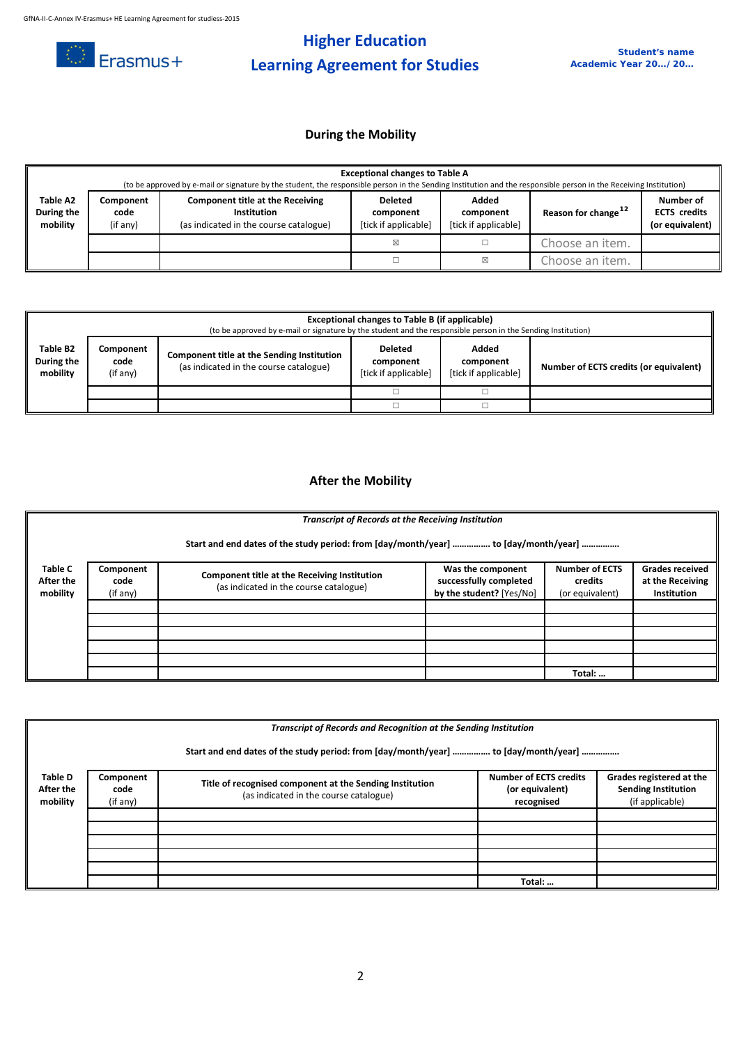# Higher Education
# Learning Agreement for Studies

**Student's name**
**Academic Year 20…/ 20…**

## During the Mobility

| **Exceptional changes to Table A** (to be approved by e-mail or signature by the student, the responsible person in the Sending Institution and the responsible person in the Receiving Institution) | | | | | | |
|---|---|---|---|---|---|---|
| **Table A2 During the mobility** | **Component code** (if any) | **Component title at the Receiving Institution** (as indicated in the course catalogue) | **Deleted component** [tick if applicable] | **Added component** [tick if applicable] | **Reason for change**[12] | **Number of ECTS credits (or equivalent)** |
| | | | ☒ | ☐ | Choose an item. | |
| | | | ☐ | ☒ | Choose an item. | |

| **Exceptional changes to Table B (if applicable)** (to be approved by e-mail or signature by the student and the responsible person in the Sending Institution) | | | | | |
|---|---|---|---|---|---|
| **Table B2 During the mobility** | **Component code** (if any) | **Component title at the Sending Institution** (as indicated in the course catalogue) | **Deleted component** [tick if applicable] | **Added component** [tick if applicable] | **Number of ECTS credits (or equivalent)** |
| | | | ☐ | ☐ | |
| | | | ☐ | ☐ | |

## After the Mobility

| ***Transcript of Records at the Receiving Institution*** **Start and end dates of the study period: from [day/month/year] ……………. to [day/month/year] …………….** | | | | | |
|---|---|---|---|---|---|
| **Table C After the mobility** | **Component code** (if any) | **Component title at the Receiving Institution** (as indicated in the course catalogue) | **Was the component successfully completed by the student?** [Yes/No] | **Number of ECTS credits** (or equivalent) | **Grades received at the Receiving Institution** |
| | | | | | |
| | | | | | |
| | | | | | |
| | | | | | |
| | | | | | |
| | | | | **Total: …** | |

| ***Transcript of Records and Recognition at the Sending Institution*** **Start and end dates of the study period: from [day/month/year] ……………. to [day/month/year] …………….** | | | | |
|---|---|---|---|---|
| **Table D After the mobility** | **Component code** (if any) | **Title of recognised component at the Sending Institution** (as indicated in the course catalogue) | **Number of ECTS credits (or equivalent) recognised** | **Grades registered at the Sending Institution** (if applicable) |
| | | | | |
| | | | | |
| | | | | |
| | | | | |
| | | | | |
| | | | **Total: …** | |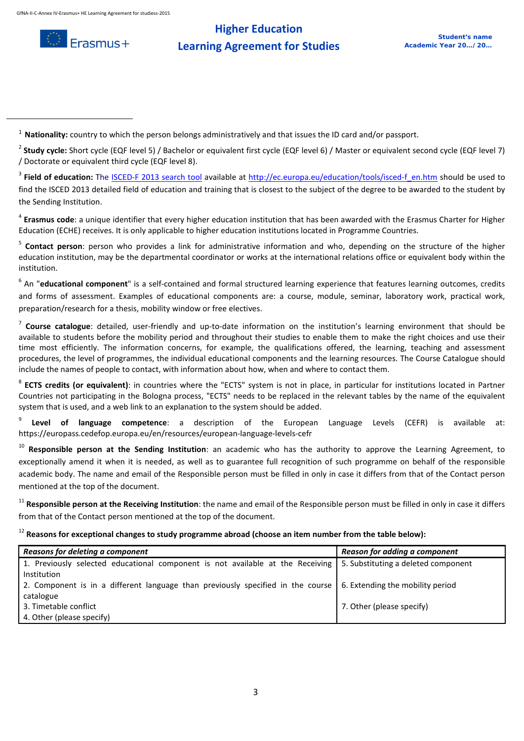[1] **Nationality:** country to which the person belongs administratively and that issues the ID card and/or passport.

[2] **Study cycle:** Short cycle (EQF level 5) / Bachelor or equivalent first cycle (EQF level 6) / Master or equivalent second cycle (EQF level 7) / Doctorate or equivalent third cycle (EQF level 8).

[3] **Field of education:** The ISCED-F 2013 search tool available at http://ec.europa.eu/education/tools/isced-f_en.htm should be used to find the ISCED 2013 detailed field of education and training that is closest to the subject of the degree to be awarded to the student by the Sending Institution.

[4] **Erasmus code**: a unique identifier that every higher education institution that has been awarded with the Erasmus Charter for Higher Education (ECHE) receives. It is only applicable to higher education institutions located in Programme Countries.

[5] **Contact person**: person who provides a link for administrative information and who, depending on the structure of the higher education institution, may be the departmental coordinator or works at the international relations office or equivalent body within the institution.

[6] An "**educational component**" is a self-contained and formal structured learning experience that features learning outcomes, credits and forms of assessment. Examples of educational components are: a course, module, seminar, laboratory work, practical work, preparation/research for a thesis, mobility window or free electives.

[7] **Course catalogue**: detailed, user-friendly and up-to-date information on the institution's learning environment that should be available to students before the mobility period and throughout their studies to enable them to make the right choices and use their time most efficiently. The information concerns, for example, the qualifications offered, the learning, teaching and assessment procedures, the level of programmes, the individual educational components and the learning resources. The Course Catalogue should include the names of people to contact, with information about how, when and where to contact them.

[8] **ECTS credits (or equivalent)**: in countries where the "ECTS" system is not in place, in particular for institutions located in Partner Countries not participating in the Bologna process, "ECTS" needs to be replaced in the relevant tables by the name of the equivalent system that is used, and a web link to an explanation to the system should be added.

[9] **Level of language competence**: a description of the European Language Levels (CEFR) is available at: https://europass.cedefop.europa.eu/en/resources/european-language-levels-cefr

[10] **Responsible person at the Sending Institution**: an academic who has the authority to approve the Learning Agreement, to exceptionally amend it when it is needed, as well as to guarantee full recognition of such programme on behalf of the responsible academic body. The name and email of the Responsible person must be filled in only in case it differs from that of the Contact person mentioned at the top of the document.

[11] **Responsible person at the Receiving Institution**: the name and email of the Responsible person must be filled in only in case it differs from that of the Contact person mentioned at the top of the document.

[12] **Reasons for exceptional changes to study programme abroad (choose an item number from the table below):**

| ***Reasons for deleting a component*** | ***Reason for adding a component*** |
|---|---|
| 1. Previously selected educational component is not available at the Receiving Institution | 5. Substituting a deleted component |
| 2. Component is in a different language than previously specified in the course catalogue | 6. Extending the mobility period |
| 3. Timetable conflict | 7. Other (please specify) |
| 4. Other (please specify) | |